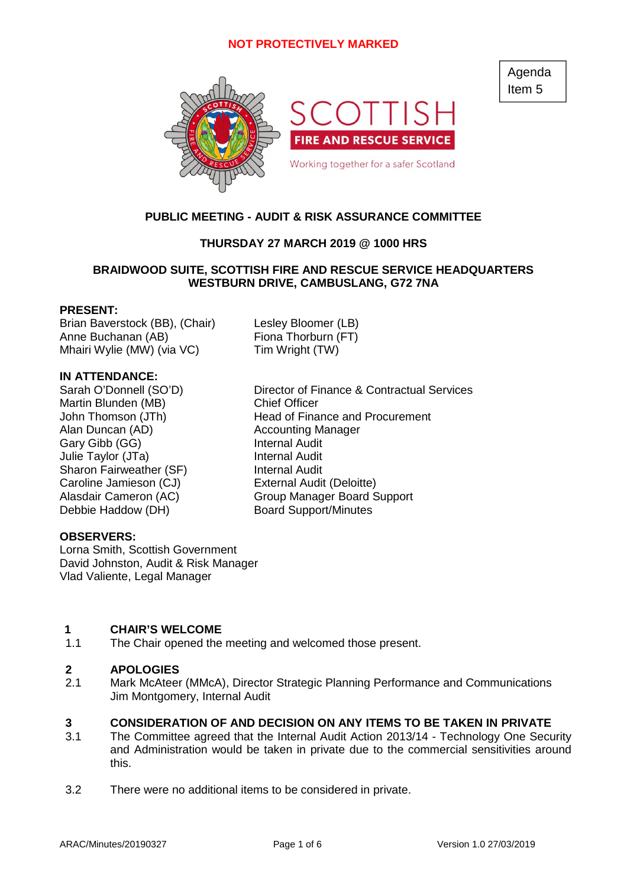NOT PROTECTIVELY MARKED

Agenda Item 5

SCOTTISH
FIRE AND RESCUE SERVICE
Working together for a safer Scotland

**PUBLIC MEETING - AUDIT & RISK ASSURANCE COMMITTEE**

**THURSDAY 27 MARCH 2019 @ 1000 HRS**

**BRAIDWOOD SUITE, SCOTTISH FIRE AND RESCUE SERVICE HEADQUARTERS WESTBURN DRIVE, CAMBUSLANG, G72 7NA**

**PRESENT:**

Brian Baverstock (BB), (Chair)
Anne Buchanan (AB)
Mhairi Wylie (MW) (via VC)
Lesley Bloomer (LB)
Fiona Thorburn (FT)
Tim Wright (TW)

**IN ATTENDANCE:**

| | |
|---|---|
| Sarah O'Donnell (SO'D) | Director of Finance & Contractual Services |
| Martin Blunden (MB) | Chief Officer |
| John Thomson (JTh) | Head of Finance and Procurement |
| Alan Duncan (AD) | Accounting Manager |
| Gary Gibb (GG) | Internal Audit |
| Julie Taylor (JTa) | Internal Audit |
| Sharon Fairweather (SF) | Internal Audit |
| Caroline Jamieson (CJ) | External Audit (Deloitte) |
| Alasdair Cameron (AC) | Group Manager Board Support |
| Debbie Haddow (DH) | Board Support/Minutes |

**OBSERVERS:**

Lorna Smith, Scottish Government
David Johnston, Audit & Risk Manager
Vlad Valiente, Legal Manager

## 1 CHAIR'S WELCOME

1.1 The Chair opened the meeting and welcomed those present.

## 2 APOLOGIES

2.1 Mark McAteer (MMcA), Director Strategic Planning Performance and Communications
Jim Montgomery, Internal Audit

## 3 CONSIDERATION OF AND DECISION ON ANY ITEMS TO BE TAKEN IN PRIVATE

3.1 The Committee agreed that the Internal Audit Action 2013/14 - Technology One Security and Administration would be taken in private due to the commercial sensitivities around this.

3.2 There were no additional items to be considered in private.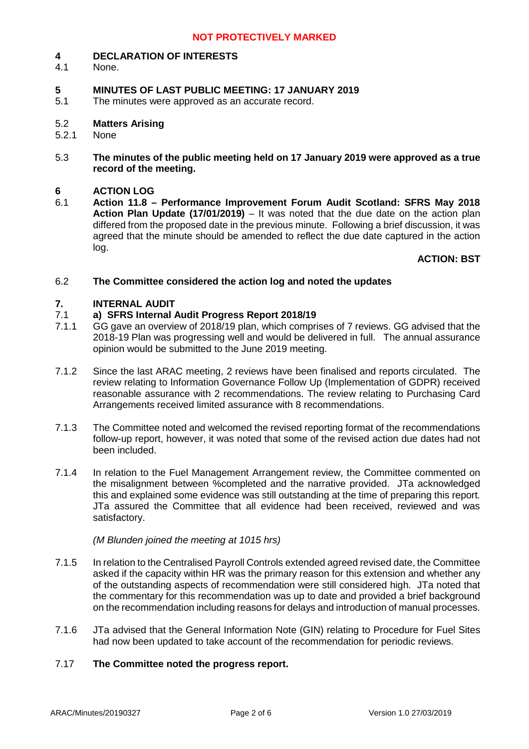**NOT PROTECTIVELY MARKED**

## 4 DECLARATION OF INTERESTS

4.1 None.

## 5 MINUTES OF LAST PUBLIC MEETING: 17 JANUARY 2019

5.1 The minutes were approved as an accurate record.

5.2 **Matters Arising**

5.2.1 None

5.3 **The minutes of the public meeting held on 17 January 2019 were approved as a true record of the meeting.**

## 6 ACTION LOG

6.1 **Action 11.8 – Performance Improvement Forum Audit Scotland: SFRS May 2018 Action Plan Update (17/01/2019)** – It was noted that the due date on the action plan differed from the proposed date in the previous minute. Following a brief discussion, it was agreed that the minute should be amended to reflect the due date captured in the action log.

**ACTION: BST**

6.2 **The Committee considered the action log and noted the updates**

## 7. INTERNAL AUDIT

7.1 **a) SFRS Internal Audit Progress Report 2018/19**

7.1.1 GG gave an overview of 2018/19 plan, which comprises of 7 reviews. GG advised that the 2018-19 Plan was progressing well and would be delivered in full. The annual assurance opinion would be submitted to the June 2019 meeting.

7.1.2 Since the last ARAC meeting, 2 reviews have been finalised and reports circulated. The review relating to Information Governance Follow Up (Implementation of GDPR) received reasonable assurance with 2 recommendations. The review relating to Purchasing Card Arrangements received limited assurance with 8 recommendations.

7.1.3 The Committee noted and welcomed the revised reporting format of the recommendations follow-up report, however, it was noted that some of the revised action due dates had not been included.

7.1.4 In relation to the Fuel Management Arrangement review, the Committee commented on the misalignment between %completed and the narrative provided. JTa acknowledged this and explained some evidence was still outstanding at the time of preparing this report. JTa assured the Committee that all evidence had been received, reviewed and was satisfactory.

*(M Blunden joined the meeting at 1015 hrs)*

7.1.5 In relation to the Centralised Payroll Controls extended agreed revised date, the Committee asked if the capacity within HR was the primary reason for this extension and whether any of the outstanding aspects of recommendation were still considered high. JTa noted that the commentary for this recommendation was up to date and provided a brief background on the recommendation including reasons for delays and introduction of manual processes.

7.1.6 JTa advised that the General Information Note (GIN) relating to Procedure for Fuel Sites had now been updated to take account of the recommendation for periodic reviews.

7.17 **The Committee noted the progress report.**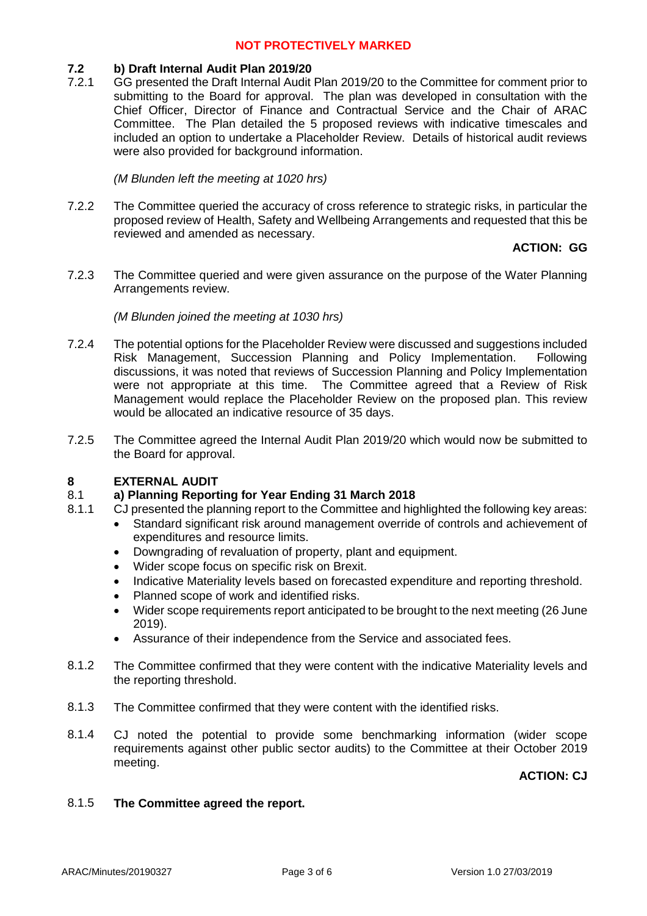NOT PROTECTIVELY MARKED

**7.2 b) Draft Internal Audit Plan 2019/20**

7.2.1 GG presented the Draft Internal Audit Plan 2019/20 to the Committee for comment prior to submitting to the Board for approval. The plan was developed in consultation with the Chief Officer, Director of Finance and Contractual Service and the Chair of ARAC Committee. The Plan detailed the 5 proposed reviews with indicative timescales and included an option to undertake a Placeholder Review. Details of historical audit reviews were also provided for background information.

*(M Blunden left the meeting at 1020 hrs)*

7.2.2 The Committee queried the accuracy of cross reference to strategic risks, in particular the proposed review of Health, Safety and Wellbeing Arrangements and requested that this be reviewed and amended as necessary.

**ACTION: GG**

7.2.3 The Committee queried and were given assurance on the purpose of the Water Planning Arrangements review.

*(M Blunden joined the meeting at 1030 hrs)*

7.2.4 The potential options for the Placeholder Review were discussed and suggestions included Risk Management, Succession Planning and Policy Implementation. Following discussions, it was noted that reviews of Succession Planning and Policy Implementation were not appropriate at this time. The Committee agreed that a Review of Risk Management would replace the Placeholder Review on the proposed plan. This review would be allocated an indicative resource of 35 days.

7.2.5 The Committee agreed the Internal Audit Plan 2019/20 which would now be submitted to the Board for approval.

**8 EXTERNAL AUDIT**

**8.1 a) Planning Reporting for Year Ending 31 March 2018**

8.1.1 CJ presented the planning report to the Committee and highlighted the following key areas:

- Standard significant risk around management override of controls and achievement of expenditures and resource limits.
- Downgrading of revaluation of property, plant and equipment.
- Wider scope focus on specific risk on Brexit.
- Indicative Materiality levels based on forecasted expenditure and reporting threshold.
- Planned scope of work and identified risks.
- Wider scope requirements report anticipated to be brought to the next meeting (26 June 2019).
- Assurance of their independence from the Service and associated fees.

8.1.2 The Committee confirmed that they were content with the indicative Materiality levels and the reporting threshold.

8.1.3 The Committee confirmed that they were content with the identified risks.

8.1.4 CJ noted the potential to provide some benchmarking information (wider scope requirements against other public sector audits) to the Committee at their October 2019 meeting.

**ACTION: CJ**

8.1.5 **The Committee agreed the report.**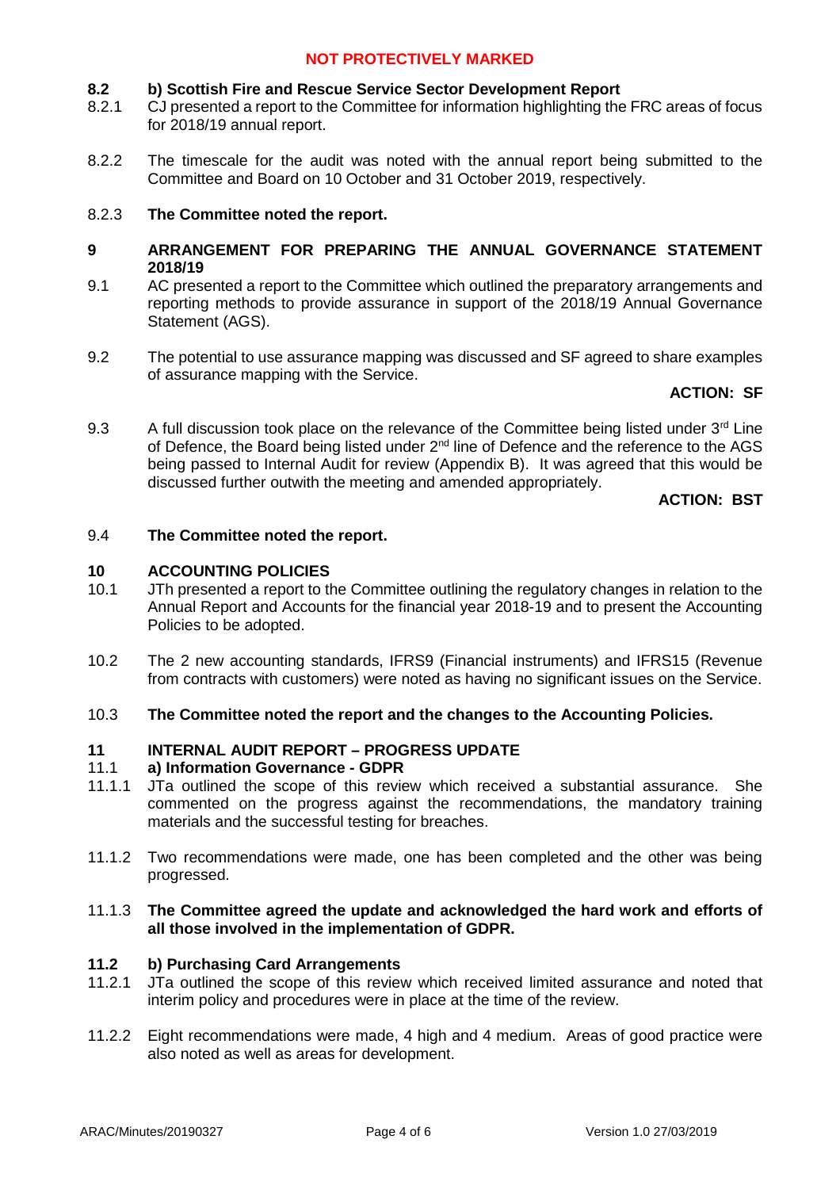**NOT PROTECTIVELY MARKED**

**8.2 b) Scottish Fire and Rescue Service Sector Development Report**

8.2.1 CJ presented a report to the Committee for information highlighting the FRC areas of focus for 2018/19 annual report.

8.2.2 The timescale for the audit was noted with the annual report being submitted to the Committee and Board on 10 October and 31 October 2019, respectively.

8.2.3 **The Committee noted the report.**

## 9 ARRANGEMENT FOR PREPARING THE ANNUAL GOVERNANCE STATEMENT 2018/19

9.1 AC presented a report to the Committee which outlined the preparatory arrangements and reporting methods to provide assurance in support of the 2018/19 Annual Governance Statement (AGS).

9.2 The potential to use assurance mapping was discussed and SF agreed to share examples of assurance mapping with the Service.

**ACTION: SF**

9.3 A full discussion took place on the relevance of the Committee being listed under 3rd Line of Defence, the Board being listed under 2nd line of Defence and the reference to the AGS being passed to Internal Audit for review (Appendix B). It was agreed that this would be discussed further outwith the meeting and amended appropriately.

**ACTION: BST**

9.4 **The Committee noted the report.**

## 10 ACCOUNTING POLICIES

10.1 JTh presented a report to the Committee outlining the regulatory changes in relation to the Annual Report and Accounts for the financial year 2018-19 and to present the Accounting Policies to be adopted.

10.2 The 2 new accounting standards, IFRS9 (Financial instruments) and IFRS15 (Revenue from contracts with customers) were noted as having no significant issues on the Service.

10.3 **The Committee noted the report and the changes to the Accounting Policies.**

## 11 INTERNAL AUDIT REPORT – PROGRESS UPDATE

**11.1 a) Information Governance - GDPR**

11.1.1 JTa outlined the scope of this review which received a substantial assurance. She commented on the progress against the recommendations, the mandatory training materials and the successful testing for breaches.

11.1.2 Two recommendations were made, one has been completed and the other was being progressed.

11.1.3 **The Committee agreed the update and acknowledged the hard work and efforts of all those involved in the implementation of GDPR.**

**11.2 b) Purchasing Card Arrangements**

11.2.1 JTa outlined the scope of this review which received limited assurance and noted that interim policy and procedures were in place at the time of the review.

11.2.2 Eight recommendations were made, 4 high and 4 medium. Areas of good practice were also noted as well as areas for development.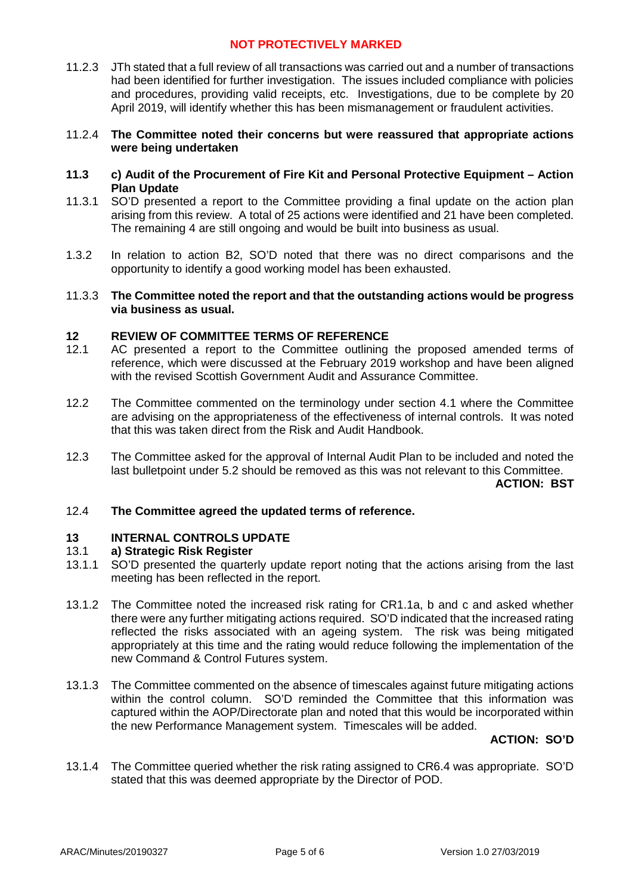11.2.3 JTh stated that a full review of all transactions was carried out and a number of transactions had been identified for further investigation. The issues included compliance with policies and procedures, providing valid receipts, etc. Investigations, due to be complete by 20 April 2019, will identify whether this has been mismanagement or fraudulent activities.

11.2.4 **The Committee noted their concerns but were reassured that appropriate actions were being undertaken**

**11.3 c) Audit of the Procurement of Fire Kit and Personal Protective Equipment – Action Plan Update**

11.3.1 SO'D presented a report to the Committee providing a final update on the action plan arising from this review. A total of 25 actions were identified and 21 have been completed. The remaining 4 are still ongoing and would be built into business as usual.

1.3.2 In relation to action B2, SO'D noted that there was no direct comparisons and the opportunity to identify a good working model has been exhausted.

11.3.3 **The Committee noted the report and that the outstanding actions would be progress via business as usual.**

## 12 REVIEW OF COMMITTEE TERMS OF REFERENCE

12.1 AC presented a report to the Committee outlining the proposed amended terms of reference, which were discussed at the February 2019 workshop and have been aligned with the revised Scottish Government Audit and Assurance Committee.

12.2 The Committee commented on the terminology under section 4.1 where the Committee are advising on the appropriateness of the effectiveness of internal controls. It was noted that this was taken direct from the Risk and Audit Handbook.

12.3 The Committee asked for the approval of Internal Audit Plan to be included and noted the last bulletpoint under 5.2 should be removed as this was not relevant to this Committee.

**ACTION: BST**

12.4 **The Committee agreed the updated terms of reference.**

## 13 INTERNAL CONTROLS UPDATE

**13.1 a) Strategic Risk Register**

13.1.1 SO'D presented the quarterly update report noting that the actions arising from the last meeting has been reflected in the report.

13.1.2 The Committee noted the increased risk rating for CR1.1a, b and c and asked whether there were any further mitigating actions required. SO'D indicated that the increased rating reflected the risks associated with an ageing system. The risk was being mitigated appropriately at this time and the rating would reduce following the implementation of the new Command & Control Futures system.

13.1.3 The Committee commented on the absence of timescales against future mitigating actions within the control column. SO'D reminded the Committee that this information was captured within the AOP/Directorate plan and noted that this would be incorporated within the new Performance Management system. Timescales will be added.

**ACTION: SO'D**

13.1.4 The Committee queried whether the risk rating assigned to CR6.4 was appropriate. SO'D stated that this was deemed appropriate by the Director of POD.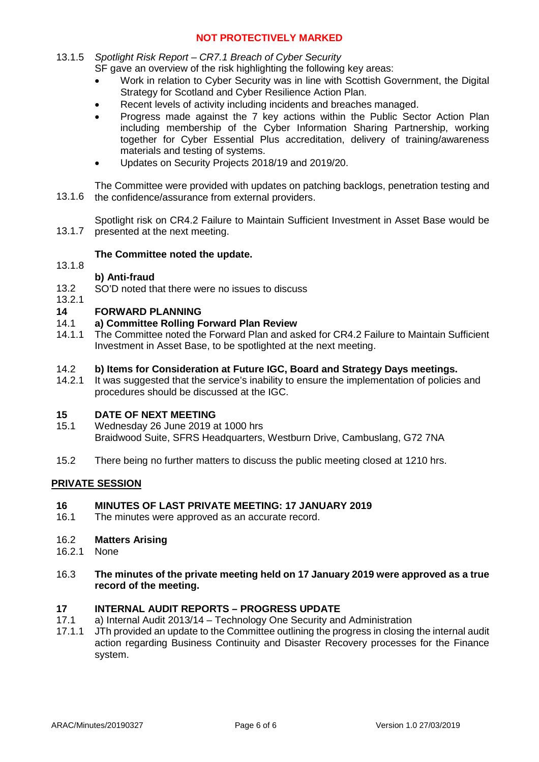NOT PROTECTIVELY MARKED

13.1.5 *Spotlight Risk Report – CR7.1 Breach of Cyber Security*

SF gave an overview of the risk highlighting the following key areas:

- Work in relation to Cyber Security was in line with Scottish Government, the Digital Strategy for Scotland and Cyber Resilience Action Plan.
- Recent levels of activity including incidents and breaches managed.
- Progress made against the 7 key actions within the Public Sector Action Plan including membership of the Cyber Information Sharing Partnership, working together for Cyber Essential Plus accreditation, delivery of training/awareness materials and testing of systems.
- Updates on Security Projects 2018/19 and 2019/20.

13.1.6 The Committee were provided with updates on patching backlogs, penetration testing and the confidence/assurance from external providers.

13.1.7 Spotlight risk on CR4.2 Failure to Maintain Sufficient Investment in Asset Base would be presented at the next meeting.

13.1.8 **The Committee noted the update.**

13.2 **b) Anti-fraud**

13.2.1 SO'D noted that there were no issues to discuss

## 14 FORWARD PLANNING

14.1 **a) Committee Rolling Forward Plan Review**

14.1.1 The Committee noted the Forward Plan and asked for CR4.2 Failure to Maintain Sufficient Investment in Asset Base, to be spotlighted at the next meeting.

14.2 **b) Items for Consideration at Future IGC, Board and Strategy Days meetings.**

14.2.1 It was suggested that the service's inability to ensure the implementation of policies and procedures should be discussed at the IGC.

## 15 DATE OF NEXT MEETING

15.1 Wednesday 26 June 2019 at 1000 hrs
Braidwood Suite, SFRS Headquarters, Westburn Drive, Cambuslang, G72 7NA

15.2 There being no further matters to discuss the public meeting closed at 1210 hrs.

## PRIVATE SESSION

## 16 MINUTES OF LAST PRIVATE MEETING: 17 JANUARY 2019

16.1 The minutes were approved as an accurate record.

16.2 **Matters Arising**

16.2.1 None

16.3 **The minutes of the private meeting held on 17 January 2019 were approved as a true record of the meeting.**

## 17 INTERNAL AUDIT REPORTS – PROGRESS UPDATE

17.1 a) Internal Audit 2013/14 – Technology One Security and Administration

17.1.1 JTh provided an update to the Committee outlining the progress in closing the internal audit action regarding Business Continuity and Disaster Recovery processes for the Finance system.